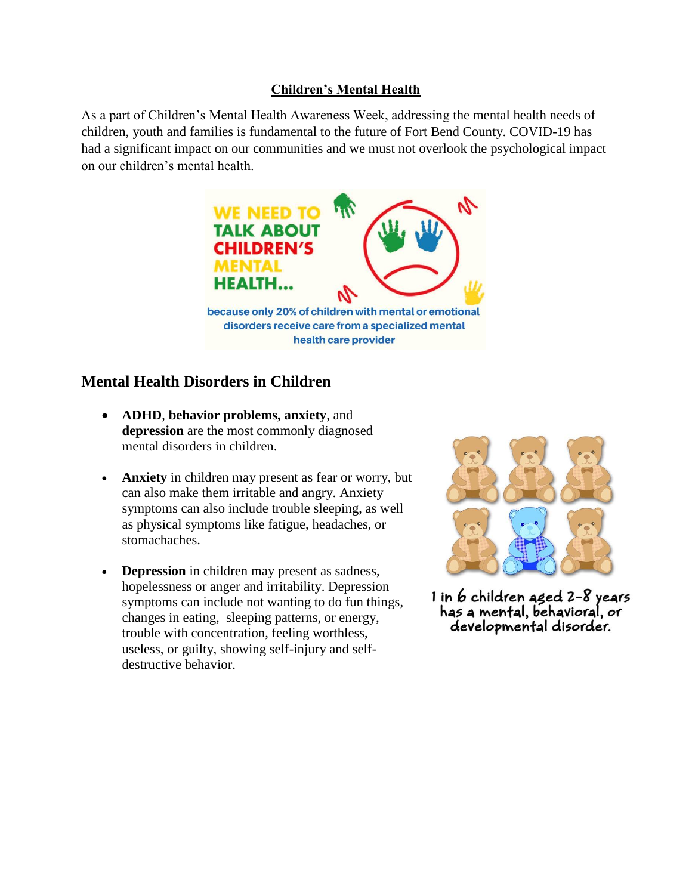**Children's Mental Health**

As a part of Children's Mental Health Awareness Week, addressing the mental health needs of children, youth and families is fundamental to the future of Fort Bend County. COVID-19 has had a significant impact on our communities and we must not overlook the psychological impact on our children's mental health.

WE NEED TO TALK ABOUT CHILDREN'S MENTAL HEALTH...

because only 20% of children with mental or emotional disorders receive care from a specialized mental health care provider

## Mental Health Disorders in Children

- **ADHD**, **behavior problems, anxiety**, and **depression** are the most commonly diagnosed mental disorders in children.
- **Anxiety** in children may present as fear or worry, but can also make them irritable and angry. Anxiety symptoms can also include trouble sleeping, as well as physical symptoms like fatigue, headaches, or stomachaches.
- **Depression** in children may present as sadness, hopelessness or anger and irritability. Depression symptoms can include not wanting to do fun things, changes in eating, sleeping patterns, or energy, trouble with concentration, feeling worthless, useless, or guilty, showing self-injury and self-destructive behavior.

1 in 6 children aged 2-8 years has a mental, behavioral, or developmental disorder.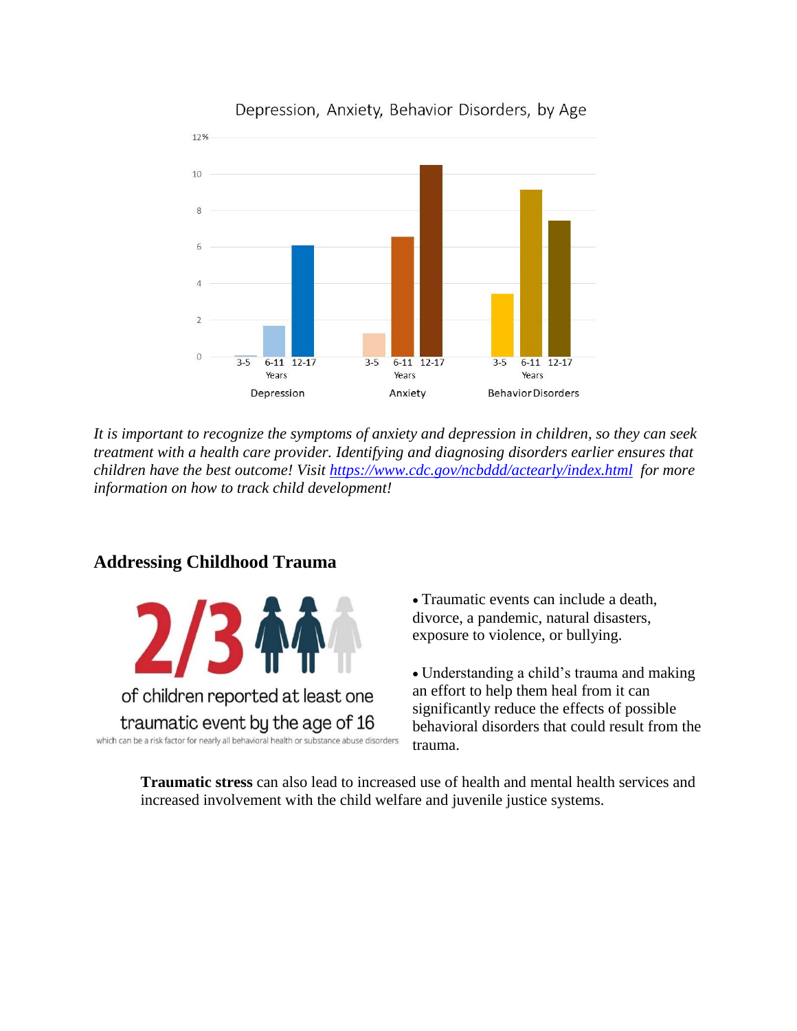Depression, Anxiety, Behavior Disorders, by Age

*It is important to recognize the symptoms of anxiety and depression in children, so they can seek treatment with a health care provider. Identifying and diagnosing disorders earlier ensures that children have the best outcome! Visit [https://www.cdc.gov/ncbddd/actearly/index.html](https://www.cdc.gov/ncbddd/actearly/index.html) for more information on how to track child development!*

## Addressing Childhood Trauma

**2/3** of children reported at least one traumatic event by the age of 16

which can be a risk factor for nearly all behavioral health or substance abuse disorders

- Traumatic events can include a death, divorce, a pandemic, natural disasters, exposure to violence, or bullying.
- Understanding a child's trauma and making an effort to help them heal from it can significantly reduce the effects of possible behavioral disorders that could result from the trauma.

**Traumatic stress** can also lead to increased use of health and mental health services and increased involvement with the child welfare and juvenile justice systems.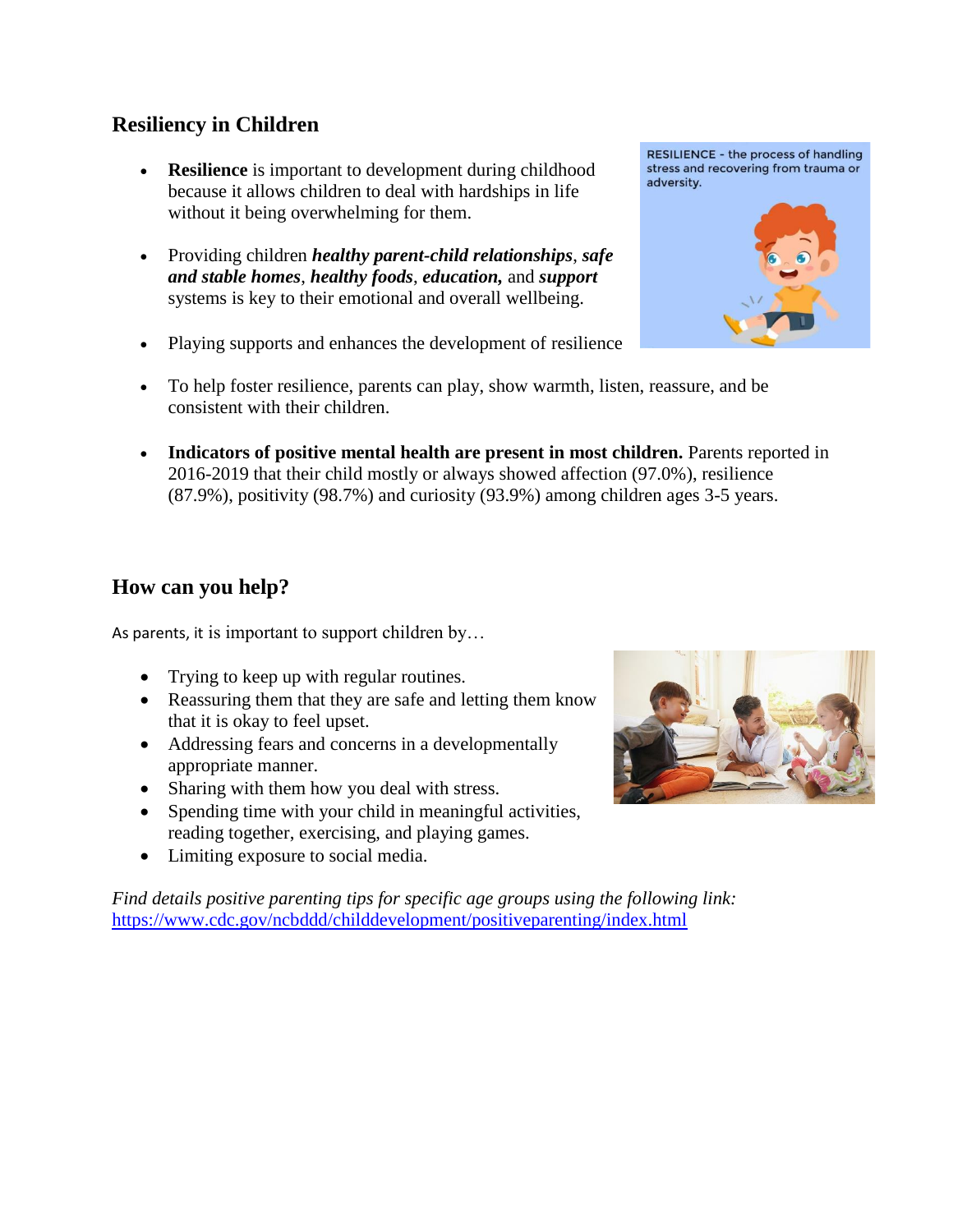## Resiliency in Children

- **Resilience** is important to development during childhood because it allows children to deal with hardships in life without it being overwhelming for them.

- Providing children ***healthy parent-child relationships***, ***safe and stable homes***, ***healthy foods***, ***education,*** and ***support*** systems is key to their emotional and overall wellbeing.

- Playing supports and enhances the development of resilience

- To help foster resilience, parents can play, show warmth, listen, reassure, and be consistent with their children.

- **Indicators of positive mental health are present in most children.** Parents reported in 2016-2019 that their child mostly or always showed affection (97.0%), resilience (87.9%), positivity (98.7%) and curiosity (93.9%) among children ages 3-5 years.

RESILIENCE - the process of handling stress and recovering from trauma or adversity.

## How can you help?

As parents, it is important to support children by…

- Trying to keep up with regular routines.
- Reassuring them that they are safe and letting them know that it is okay to feel upset.
- Addressing fears and concerns in a developmentally appropriate manner.
- Sharing with them how you deal with stress.
- Spending time with your child in meaningful activities, reading together, exercising, and playing games.
- Limiting exposure to social media.

*Find details positive parenting tips for specific age groups using the following link:*
https://www.cdc.gov/ncbddd/childdevelopment/positiveparenting/index.html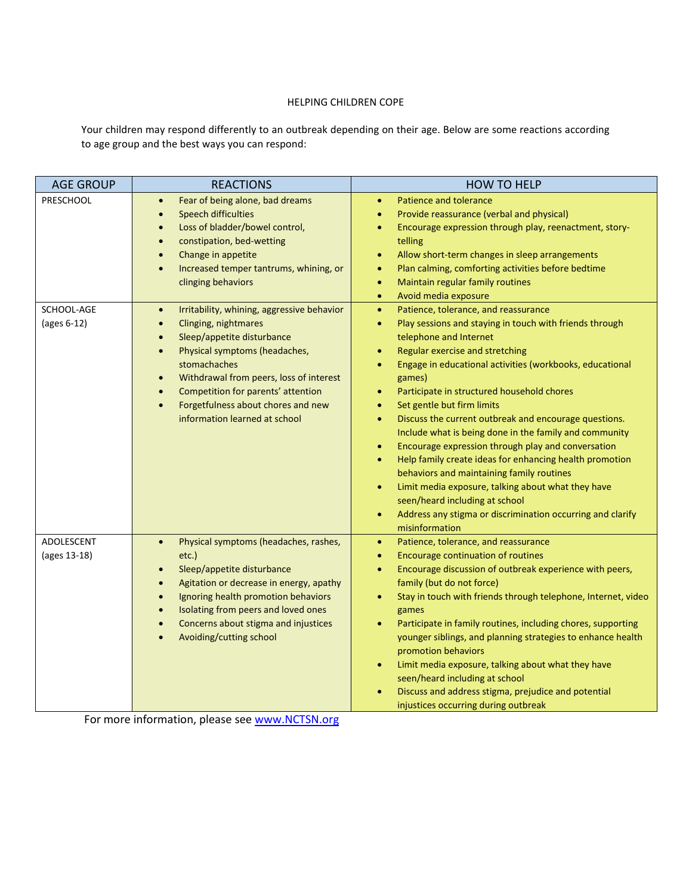# HELPING CHILDREN COPE

Your children may respond differently to an outbreak depending on their age. Below are some reactions according to age group and the best ways you can respond:

| AGE GROUP | REACTIONS | HOW TO HELP |
|---|---|---|
| PRESCHOOL | • Fear of being alone, bad dreams<br>• Speech difficulties<br>• Loss of bladder/bowel control,<br>• constipation, bed-wetting<br>• Change in appetite<br>• Increased temper tantrums, whining, or clinging behaviors | • Patience and tolerance<br>• Provide reassurance (verbal and physical)<br>• Encourage expression through play, reenactment, story-telling<br>• Allow short-term changes in sleep arrangements<br>• Plan calming, comforting activities before bedtime<br>• Maintain regular family routines<br>• Avoid media exposure |
| SCHOOL-AGE (ages 6-12) | • Irritability, whining, aggressive behavior<br>• Clinging, nightmares<br>• Sleep/appetite disturbance<br>• Physical symptoms (headaches, stomachaches<br>• Withdrawal from peers, loss of interest<br>• Competition for parents' attention<br>• Forgetfulness about chores and new information learned at school | • Patience, tolerance, and reassurance<br>• Play sessions and staying in touch with friends through telephone and Internet<br>• Regular exercise and stretching<br>• Engage in educational activities (workbooks, educational games)<br>• Participate in structured household chores<br>• Set gentle but firm limits<br>• Discuss the current outbreak and encourage questions. Include what is being done in the family and community<br>• Encourage expression through play and conversation<br>• Help family create ideas for enhancing health promotion behaviors and maintaining family routines<br>• Limit media exposure, talking about what they have seen/heard including at school<br>• Address any stigma or discrimination occurring and clarify misinformation |
| ADOLESCENT (ages 13-18) | • Physical symptoms (headaches, rashes, etc.)<br>• Sleep/appetite disturbance<br>• Agitation or decrease in energy, apathy<br>• Ignoring health promotion behaviors<br>• Isolating from peers and loved ones<br>• Concerns about stigma and injustices<br>• Avoiding/cutting school | • Patience, tolerance, and reassurance<br>• Encourage continuation of routines<br>• Encourage discussion of outbreak experience with peers, family (but do not force)<br>• Stay in touch with friends through telephone, Internet, video games<br>• Participate in family routines, including chores, supporting younger siblings, and planning strategies to enhance health promotion behaviors<br>• Limit media exposure, talking about what they have seen/heard including at school<br>• Discuss and address stigma, prejudice and potential injustices occurring during outbreak |

For more information, please see [www.NCTSN.org](www.NCTSN.org)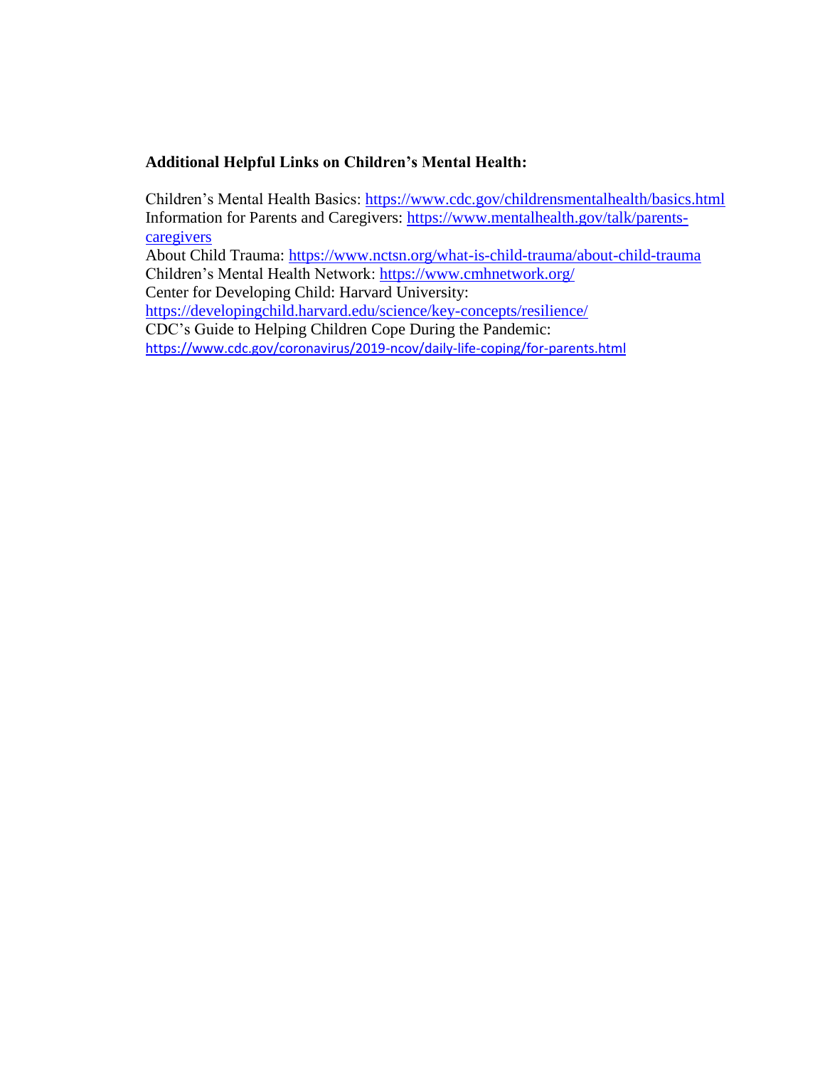**Additional Helpful Links on Children's Mental Health:**

Children's Mental Health Basics: https://www.cdc.gov/childrensmentalhealth/basics.html
Information for Parents and Caregivers: https://www.mentalhealth.gov/talk/parents-caregivers
About Child Trauma: https://www.nctsn.org/what-is-child-trauma/about-child-trauma
Children's Mental Health Network: https://www.cmhnetwork.org/
Center for Developing Child: Harvard University:
https://developingchild.harvard.edu/science/key-concepts/resilience/
CDC's Guide to Helping Children Cope During the Pandemic:
https://www.cdc.gov/coronavirus/2019-ncov/daily-life-coping/for-parents.html